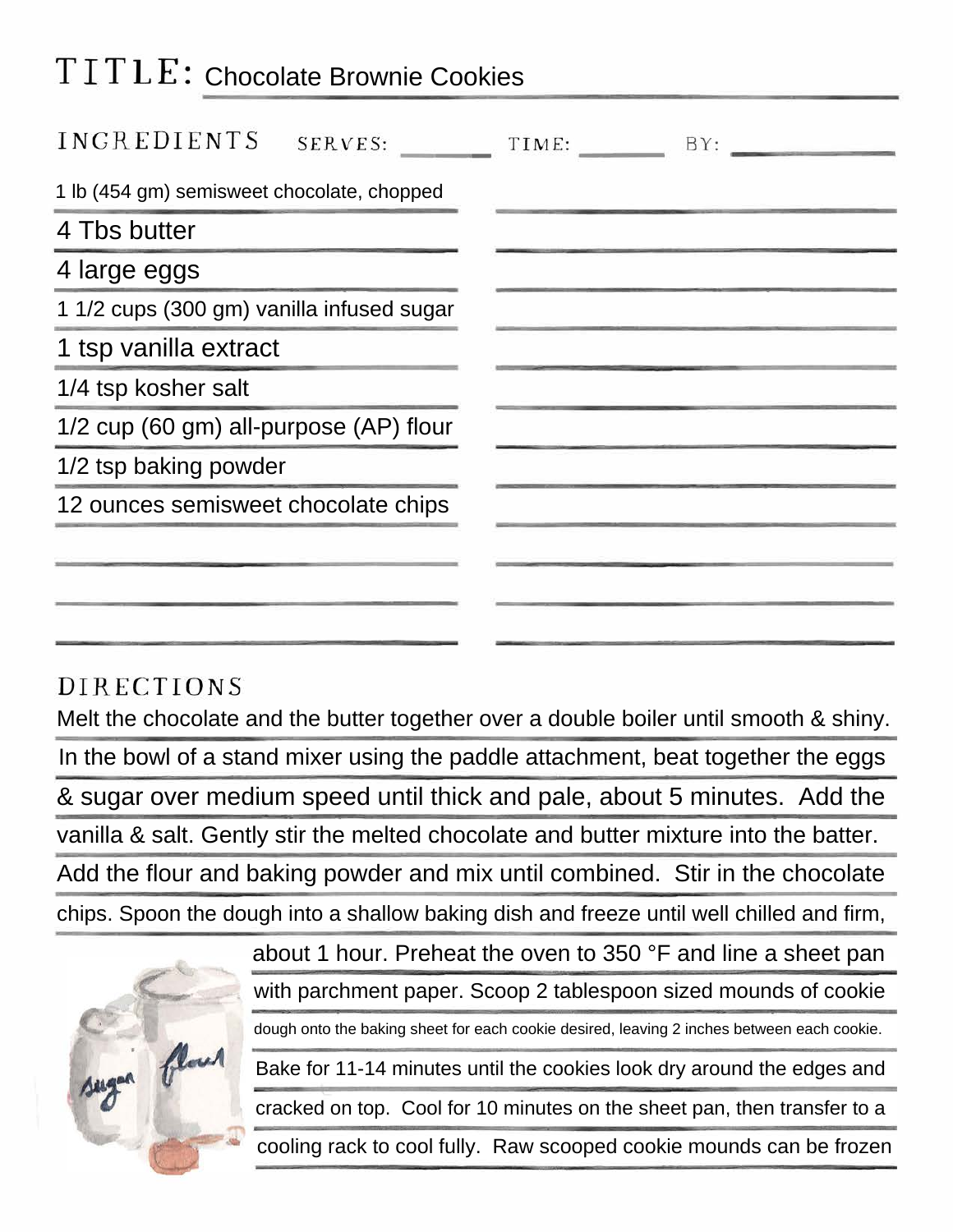# TITLE: Chocolate Brownie Cookies

## INGREDIENTS

SERVES: TIME: BY:

- 1 lb (454 gm) semisweet chocolate, chopped
- 4 Tbs butter
- 4 large eggs
- 1 1/2 cups (300 gm) vanilla infused sugar
- 1 tsp vanilla extract
- 1/4 tsp kosher salt
- 1/2 cup (60 gm) all-purpose (AP) flour
- 1/2 tsp baking powder
- 12 ounces semisweet chocolate chips

## DIRECTIONS

Melt the chocolate and the butter together over a double boiler until smooth & shiny. In the bowl of a stand mixer using the paddle attachment, beat together the eggs & sugar over medium speed until thick and pale, about 5 minutes. Add the vanilla & salt. Gently stir the melted chocolate and butter mixture into the batter. Add the flour and baking powder and mix until combined. Stir in the chocolate chips. Spoon the dough into a shallow baking dish and freeze until well chilled and firm, about 1 hour. Preheat the oven to 350 °F and line a sheet pan with parchment paper. Scoop 2 tablespoon sized mounds of cookie dough onto the baking sheet for each cookie desired, leaving 2 inches between each cookie. Bake for 11-14 minutes until the cookies look dry around the edges and cracked on top. Cool for 10 minutes on the sheet pan, then transfer to a cooling rack to cool fully. Raw scooped cookie mounds can be frozen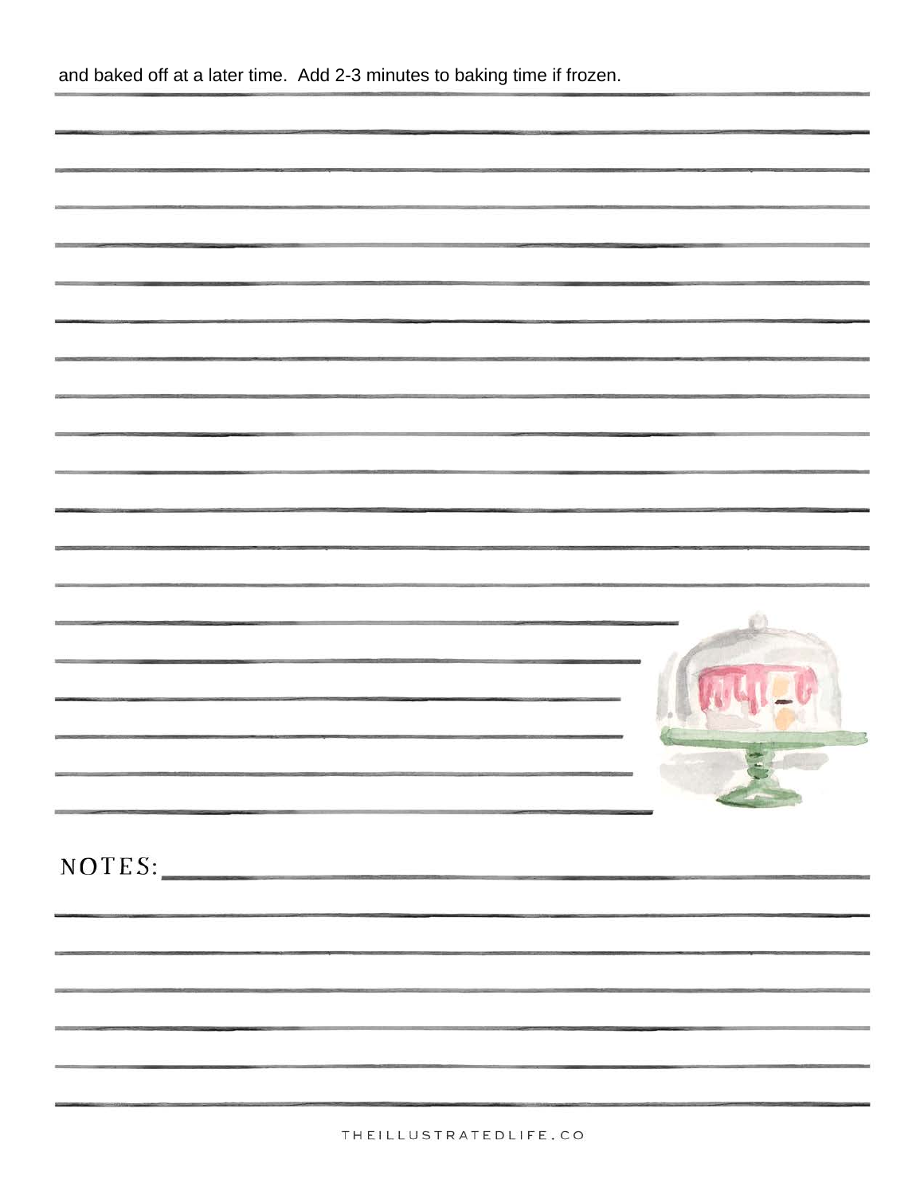and baked off at a later time.  Add 2-3 minutes to baking time if frozen.

NOTES: